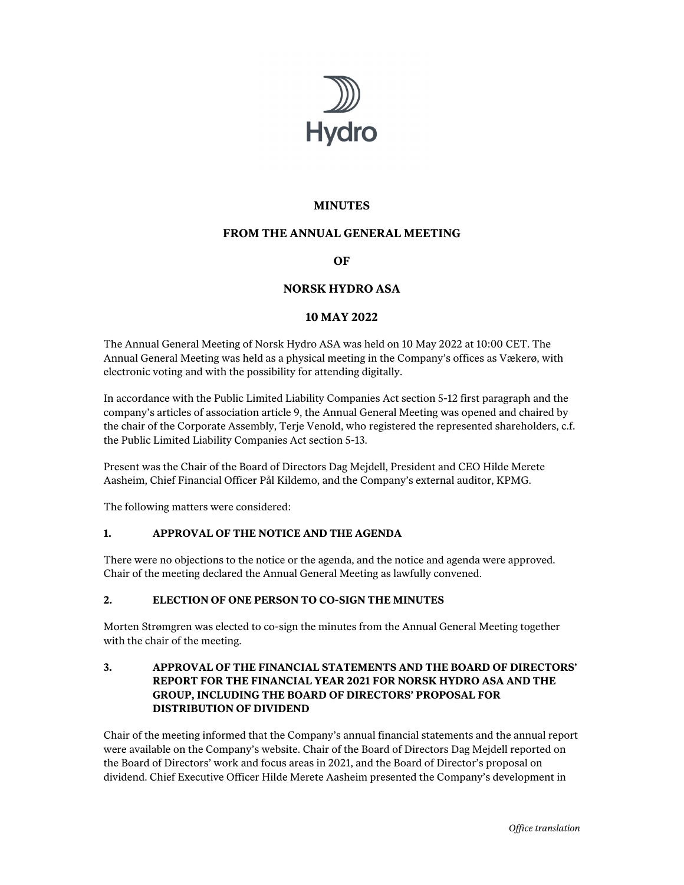# MINUTES

# FROM THE ANNUAL GENERAL MEETING

# OF

# NORSK HYDRO ASA

# 10 MAY 2022

The Annual General Meeting of Norsk Hydro ASA was held on 10 May 2022 at 10:00 CET. The Annual General Meeting was held as a physical meeting in the Company's offices as Vækerø, with electronic voting and with the possibility for attending digitally.

In accordance with the Public Limited Liability Companies Act section 5-12 first paragraph and the company's articles of association article 9, the Annual General Meeting was opened and chaired by the chair of the Corporate Assembly, Terje Venold, who registered the represented shareholders, c.f. the Public Limited Liability Companies Act section 5-13.

Present was the Chair of the Board of Directors Dag Mejdell, President and CEO Hilde Merete Aasheim, Chief Financial Officer Pål Kildemo, and the Company's external auditor, KPMG.

The following matters were considered:

## 1. APPROVAL OF THE NOTICE AND THE AGENDA

There were no objections to the notice or the agenda, and the notice and agenda were approved. Chair of the meeting declared the Annual General Meeting as lawfully convened.

## 2. ELECTION OF ONE PERSON TO CO-SIGN THE MINUTES

Morten Strømgren was elected to co-sign the minutes from the Annual General Meeting together with the chair of the meeting.

## 3. APPROVAL OF THE FINANCIAL STATEMENTS AND THE BOARD OF DIRECTORS' REPORT FOR THE FINANCIAL YEAR 2021 FOR NORSK HYDRO ASA AND THE GROUP, INCLUDING THE BOARD OF DIRECTORS' PROPOSAL FOR DISTRIBUTION OF DIVIDEND

Chair of the meeting informed that the Company's annual financial statements and the annual report were available on the Company's website. Chair of the Board of Directors Dag Mejdell reported on the Board of Directors' work and focus areas in 2021, and the Board of Director's proposal on dividend. Chief Executive Officer Hilde Merete Aasheim presented the Company's development in

*Office translation*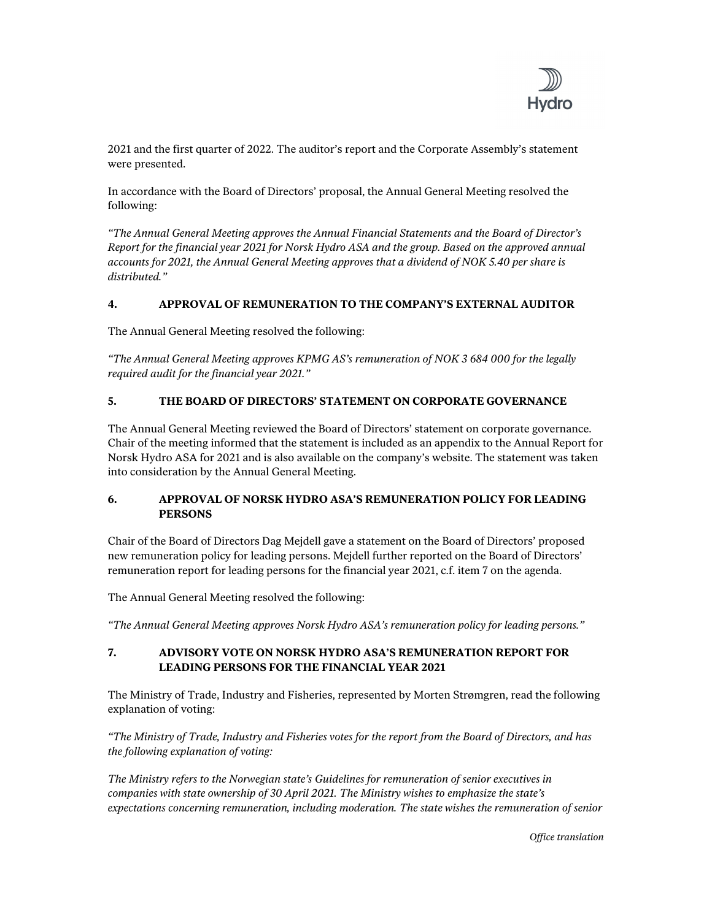2021 and the first quarter of 2022. The auditor's report and the Corporate Assembly's statement were presented.

In accordance with the Board of Directors' proposal, the Annual General Meeting resolved the following:

*"The Annual General Meeting approves the Annual Financial Statements and the Board of Director's Report for the financial year 2021 for Norsk Hydro ASA and the group. Based on the approved annual accounts for 2021, the Annual General Meeting approves that a dividend of NOK 5.40 per share is distributed."*

## 4. APPROVAL OF REMUNERATION TO THE COMPANY'S EXTERNAL AUDITOR

The Annual General Meeting resolved the following:

*"The Annual General Meeting approves KPMG AS's remuneration of NOK 3 684 000 for the legally required audit for the financial year 2021."*

## 5. THE BOARD OF DIRECTORS' STATEMENT ON CORPORATE GOVERNANCE

The Annual General Meeting reviewed the Board of Directors' statement on corporate governance. Chair of the meeting informed that the statement is included as an appendix to the Annual Report for Norsk Hydro ASA for 2021 and is also available on the company's website. The statement was taken into consideration by the Annual General Meeting.

## 6. APPROVAL OF NORSK HYDRO ASA'S REMUNERATION POLICY FOR LEADING PERSONS

Chair of the Board of Directors Dag Mejdell gave a statement on the Board of Directors' proposed new remuneration policy for leading persons. Mejdell further reported on the Board of Directors' remuneration report for leading persons for the financial year 2021, c.f. item 7 on the agenda.

The Annual General Meeting resolved the following:

*"The Annual General Meeting approves Norsk Hydro ASA's remuneration policy for leading persons."*

## 7. ADVISORY VOTE ON NORSK HYDRO ASA'S REMUNERATION REPORT FOR LEADING PERSONS FOR THE FINANCIAL YEAR 2021

The Ministry of Trade, Industry and Fisheries, represented by Morten Strømgren, read the following explanation of voting:

*"The Ministry of Trade, Industry and Fisheries votes for the report from the Board of Directors, and has the following explanation of voting:*

*The Ministry refers to the Norwegian state's Guidelines for remuneration of senior executives in companies with state ownership of 30 April 2021. The Ministry wishes to emphasize the state's expectations concerning remuneration, including moderation. The state wishes the remuneration of senior*

*Office translation*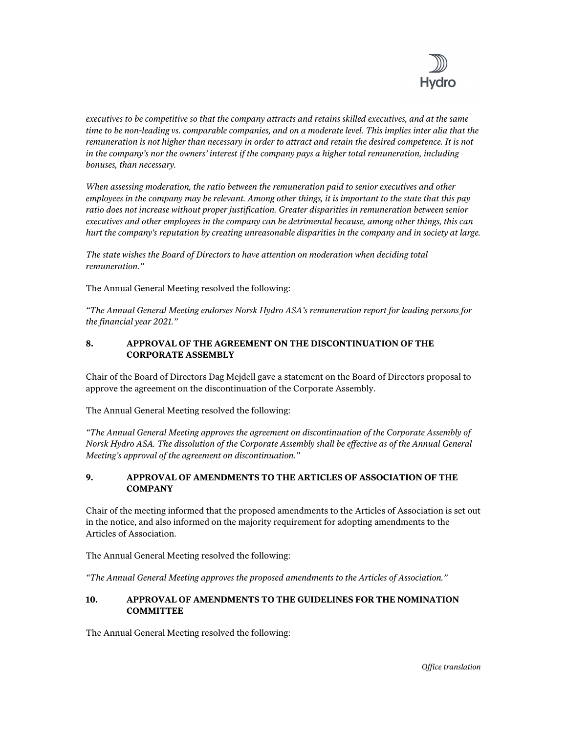*executives to be competitive so that the company attracts and retains skilled executives, and at the same time to be non-leading vs. comparable companies, and on a moderate level. This implies inter alia that the remuneration is not higher than necessary in order to attract and retain the desired competence. It is not in the company's nor the owners' interest if the company pays a higher total remuneration, including bonuses, than necessary.*

*When assessing moderation, the ratio between the remuneration paid to senior executives and other employees in the company may be relevant. Among other things, it is important to the state that this pay ratio does not increase without proper justification. Greater disparities in remuneration between senior executives and other employees in the company can be detrimental because, among other things, this can hurt the company's reputation by creating unreasonable disparities in the company and in society at large.*

*The state wishes the Board of Directors to have attention on moderation when deciding total remuneration."*

The Annual General Meeting resolved the following:

*"The Annual General Meeting endorses Norsk Hydro ASA's remuneration report for leading persons for the financial year 2021."*

## 8. APPROVAL OF THE AGREEMENT ON THE DISCONTINUATION OF THE CORPORATE ASSEMBLY

Chair of the Board of Directors Dag Mejdell gave a statement on the Board of Directors proposal to approve the agreement on the discontinuation of the Corporate Assembly.

The Annual General Meeting resolved the following:

*"The Annual General Meeting approves the agreement on discontinuation of the Corporate Assembly of Norsk Hydro ASA. The dissolution of the Corporate Assembly shall be effective as of the Annual General Meeting's approval of the agreement on discontinuation."*

## 9. APPROVAL OF AMENDMENTS TO THE ARTICLES OF ASSOCIATION OF THE COMPANY

Chair of the meeting informed that the proposed amendments to the Articles of Association is set out in the notice, and also informed on the majority requirement for adopting amendments to the Articles of Association.

The Annual General Meeting resolved the following:

*"The Annual General Meeting approves the proposed amendments to the Articles of Association."*

## 10. APPROVAL OF AMENDMENTS TO THE GUIDELINES FOR THE NOMINATION COMMITTEE

The Annual General Meeting resolved the following: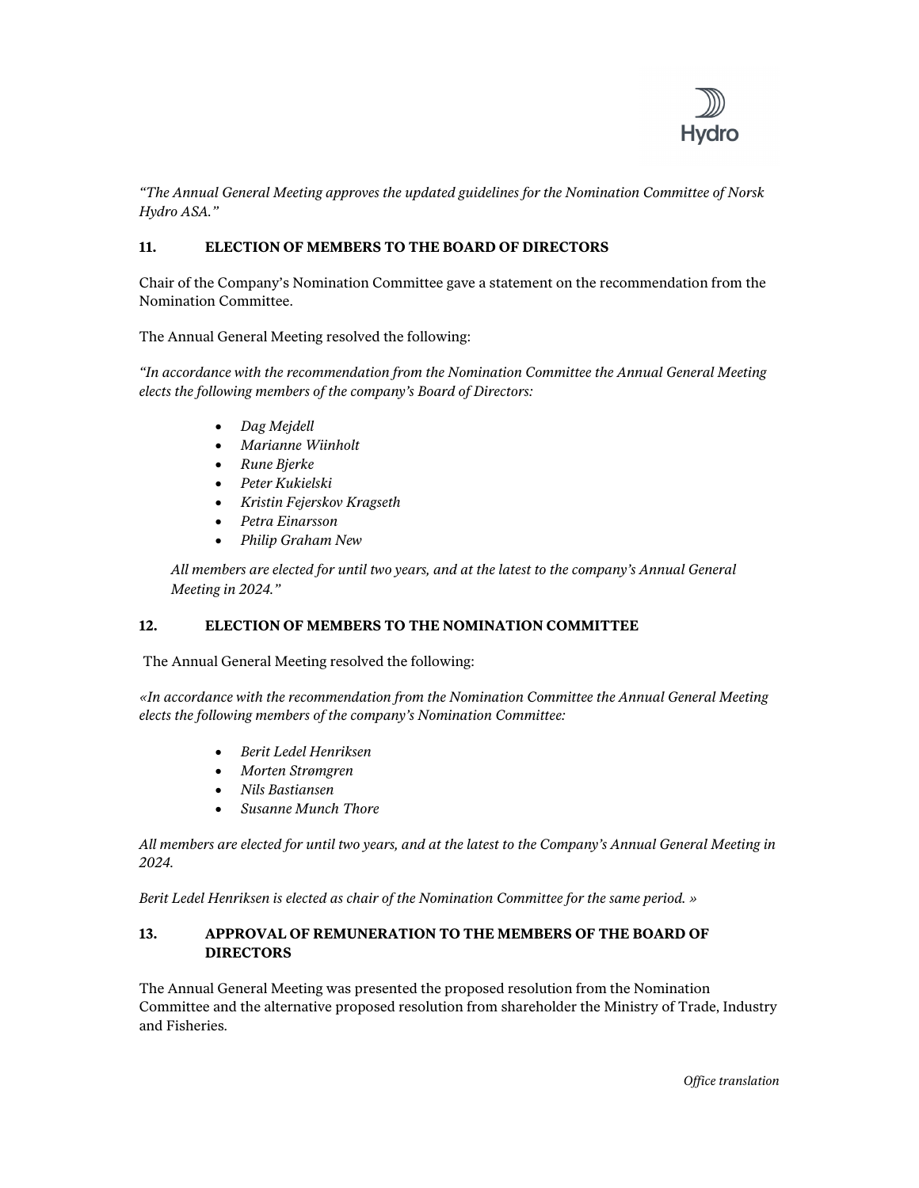*"The Annual General Meeting approves the updated guidelines for the Nomination Committee of Norsk Hydro ASA."*

## 11. ELECTION OF MEMBERS TO THE BOARD OF DIRECTORS

Chair of the Company's Nomination Committee gave a statement on the recommendation from the Nomination Committee.

The Annual General Meeting resolved the following:

*"In accordance with the recommendation from the Nomination Committee the Annual General Meeting elects the following members of the company's Board of Directors:*

- *Dag Mejdell*
- *Marianne Wiinholt*
- *Rune Bjerke*
- *Peter Kukielski*
- *Kristin Fejerskov Kragseth*
- *Petra Einarsson*
- *Philip Graham New*

*All members are elected for until two years, and at the latest to the company's Annual General Meeting in 2024."*

## 12. ELECTION OF MEMBERS TO THE NOMINATION COMMITTEE

The Annual General Meeting resolved the following:

*«In accordance with the recommendation from the Nomination Committee the Annual General Meeting elects the following members of the company's Nomination Committee:*

- *Berit Ledel Henriksen*
- *Morten Strømgren*
- *Nils Bastiansen*
- *Susanne Munch Thore*

*All members are elected for until two years, and at the latest to the Company's Annual General Meeting in 2024.*

*Berit Ledel Henriksen is elected as chair of the Nomination Committee for the same period. »*

## 13. APPROVAL OF REMUNERATION TO THE MEMBERS OF THE BOARD OF DIRECTORS

The Annual General Meeting was presented the proposed resolution from the Nomination Committee and the alternative proposed resolution from shareholder the Ministry of Trade, Industry and Fisheries.

*Office translation*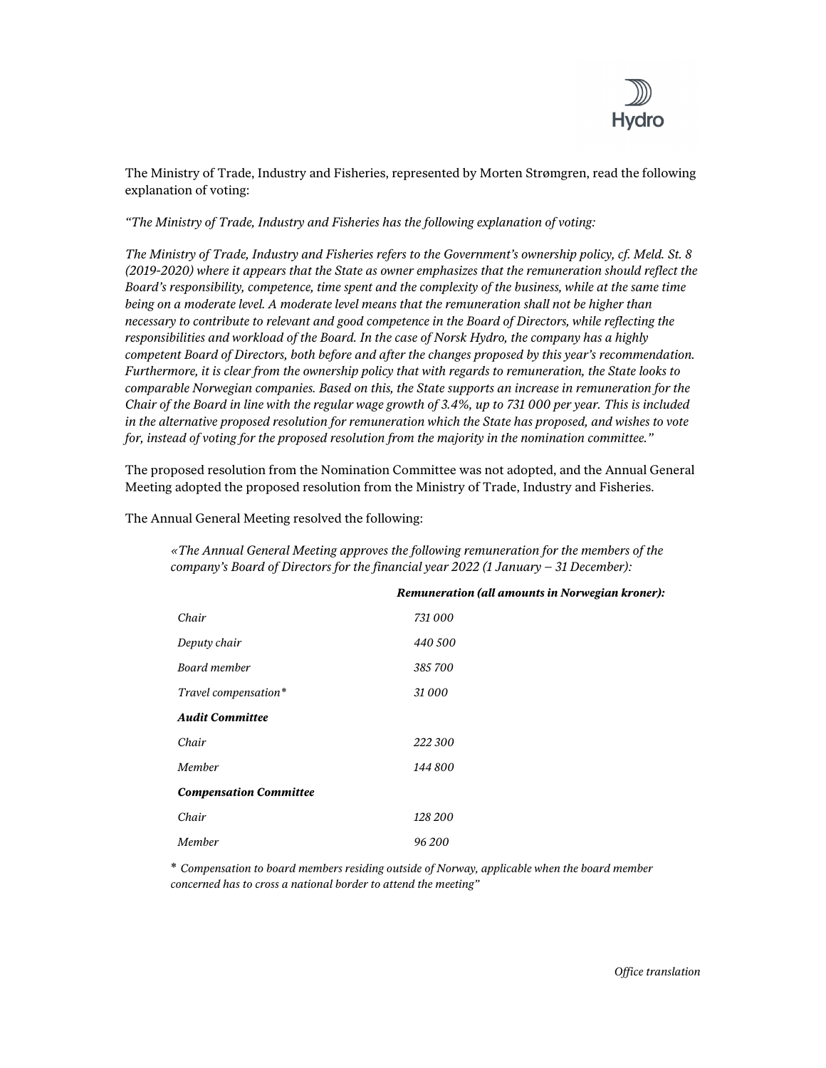The Ministry of Trade, Industry and Fisheries, represented by Morten Strømgren, read the following explanation of voting:

*"The Ministry of Trade, Industry and Fisheries has the following explanation of voting:*

*The Ministry of Trade, Industry and Fisheries refers to the Government's ownership policy, cf. Meld. St. 8 (2019-2020) where it appears that the State as owner emphasizes that the remuneration should reflect the Board's responsibility, competence, time spent and the complexity of the business, while at the same time being on a moderate level. A moderate level means that the remuneration shall not be higher than necessary to contribute to relevant and good competence in the Board of Directors, while reflecting the responsibilities and workload of the Board. In the case of Norsk Hydro, the company has a highly competent Board of Directors, both before and after the changes proposed by this year's recommendation. Furthermore, it is clear from the ownership policy that with regards to remuneration, the State looks to comparable Norwegian companies. Based on this, the State supports an increase in remuneration for the Chair of the Board in line with the regular wage growth of 3.4%, up to 731 000 per year. This is included in the alternative proposed resolution for remuneration which the State has proposed, and wishes to vote for, instead of voting for the proposed resolution from the majority in the nomination committee."*

The proposed resolution from the Nomination Committee was not adopted, and the Annual General Meeting adopted the proposed resolution from the Ministry of Trade, Industry and Fisheries.

The Annual General Meeting resolved the following:

> *«The Annual General Meeting approves the following remuneration for the members of the company's Board of Directors for the financial year 2022 (1 January – 31 December):*

| | ***Remuneration (all amounts in Norwegian kroner):*** |
|---|---|
| *Chair* | *731 000* |
| *Deputy chair* | *440 500* |
| *Board member* | *385 700* |
| *Travel compensation** | *31 000* |
| ***Audit Committee*** | |
| *Chair* | *222 300* |
| *Member* | *144 800* |
| ***Compensation Committee*** | |
| *Chair* | *128 200* |
| *Member* | *96 200* |

\* *Compensation to board members residing outside of Norway, applicable when the board member concerned has to cross a national border to attend the meeting"*

*Office translation*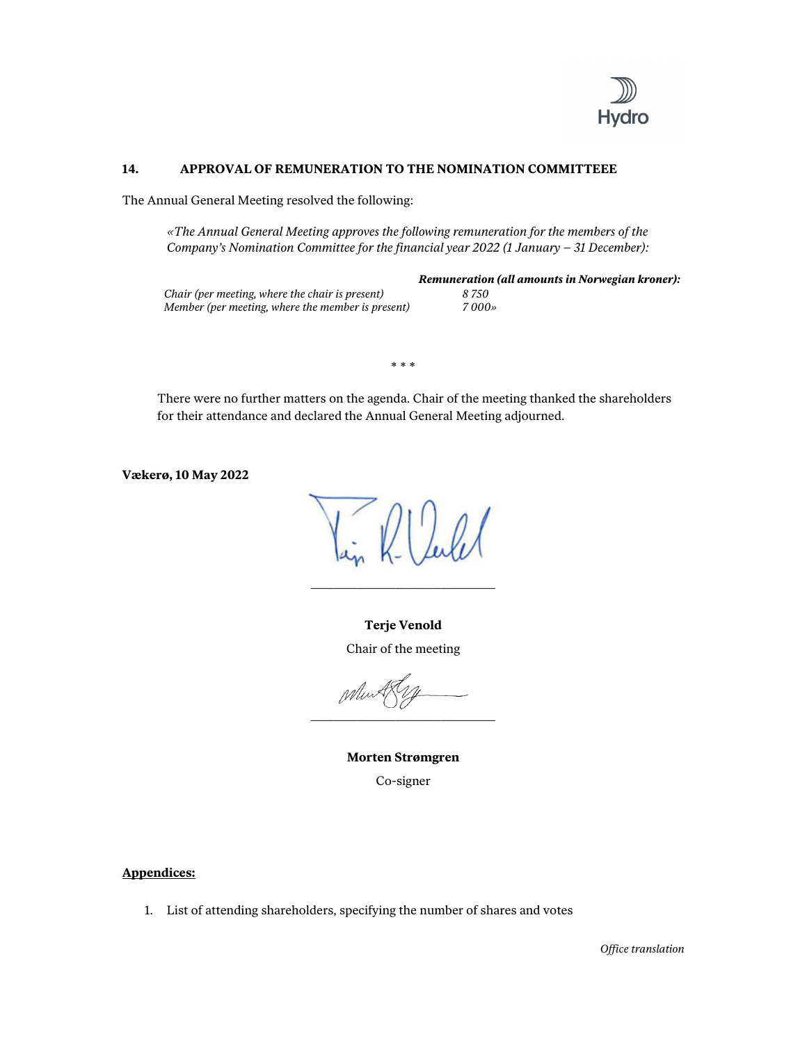## 14. APPROVAL OF REMUNERATION TO THE NOMINATION COMMITTEEE

The Annual General Meeting resolved the following:

> *«The Annual General Meeting approves the following remuneration for the members of the Company's Nomination Committee for the financial year 2022 (1 January – 31 December):*

| | ***Remuneration (all amounts in Norwegian kroner):*** |
|---|---|
| *Chair (per meeting, where the chair is present)* | *8 750* |
| *Member (per meeting, where the member is present)* | *7 000»* |

\* \* \*

There were no further matters on the agenda. Chair of the meeting thanked the shareholders for their attendance and declared the Annual General Meeting adjourned.

**Vækerø, 10 May 2022**

\_\_\_\_\_\_\_\_\_\_\_\_\_\_\_\_\_\_\_\_\_\_\_\_\_\_\_\_

**Terje Venold**

Chair of the meeting

\_\_\_\_\_\_\_\_\_\_\_\_\_\_\_\_\_\_\_\_\_\_\_\_\_\_\_\_

**Morten Strømgren**

Co-signer

**Appendices:**

1. List of attending shareholders, specifying the number of shares and votes

*Office translation*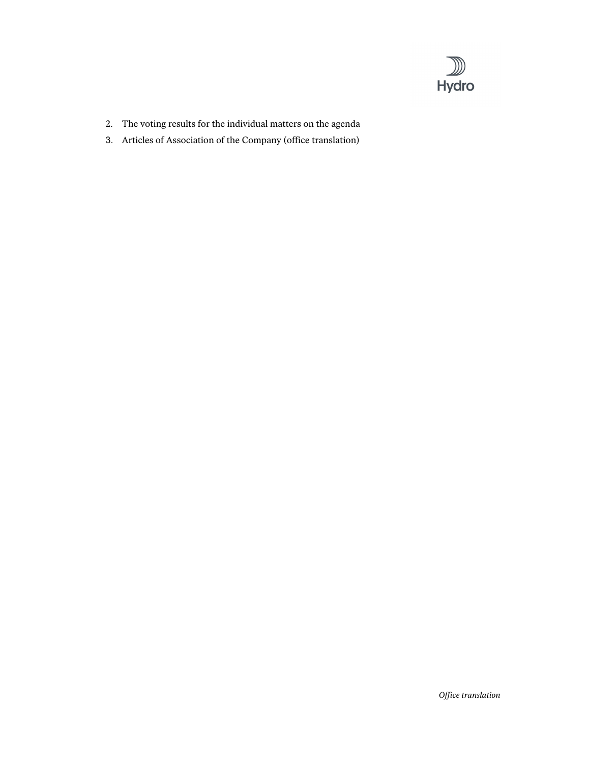2. The voting results for the individual matters on the agenda
3. Articles of Association of the Company (office translation)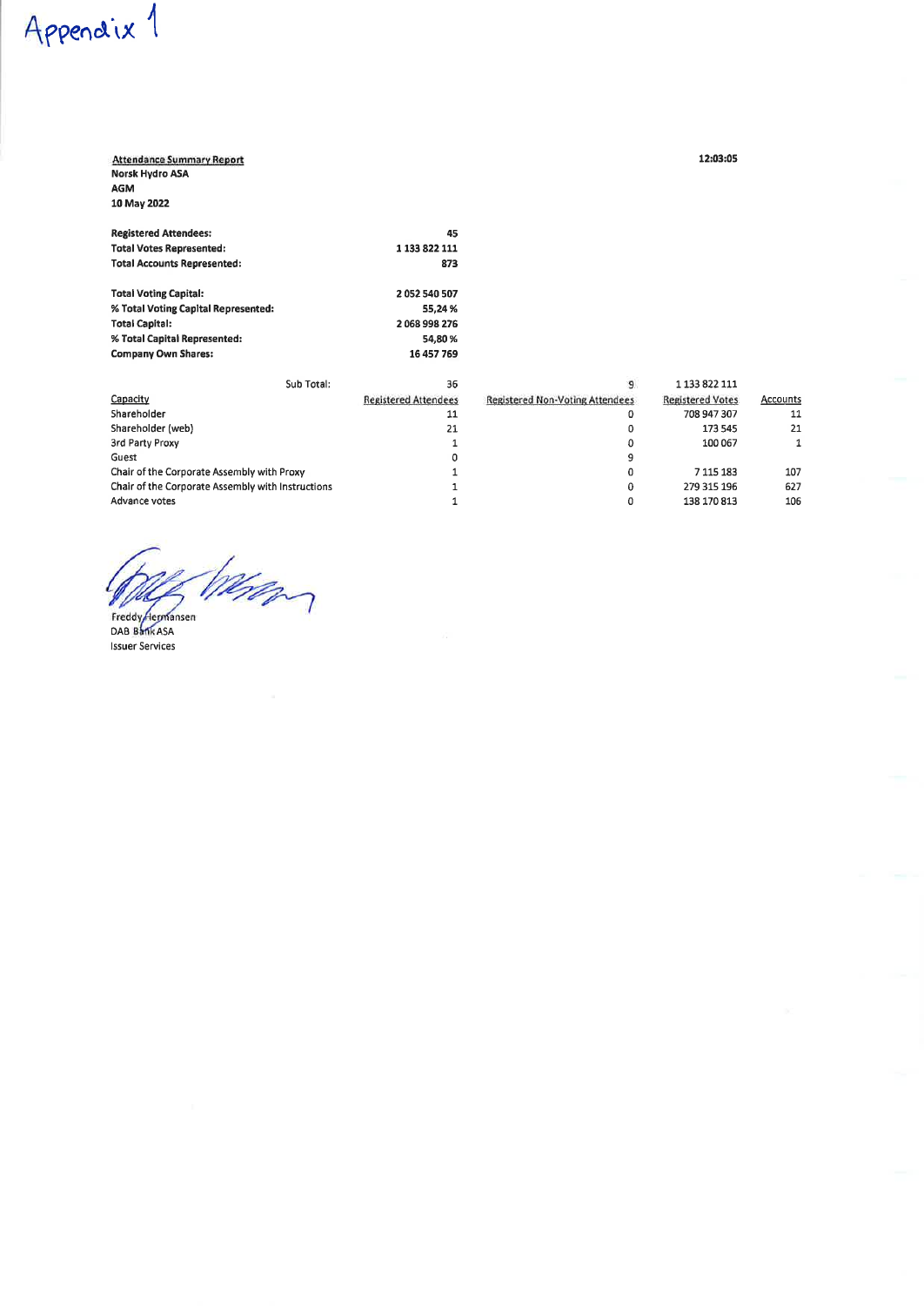Appendix 1

**Attendance Summary Report**
**Norsk Hydro ASA**
**AGM**
**10 May 2022**

**12:03:05**

| | |
|---|---|
| **Registered Attendees:** | **45** |
| **Total Votes Represented:** | **1 133 822 111** |
| **Total Accounts Represented:** | **873** |
| | |
| **Total Voting Capital:** | **2 052 540 507** |
| **% Total Voting Capital Represented:** | **55,24 %** |
| **Total Capital:** | **2 068 998 276** |
| **% Total Capital Represented:** | **54,80 %** |
| **Company Own Shares:** | **16 457 769** |

| Sub Total: | 36 | 9 | 1 133 822 111 | |
|---|---|---|---|---|
| Capacity | Registered Attendees | Registered Non-Voting Attendees | Registered Votes | Accounts |
| Shareholder | 11 | 0 | 708 947 307 | 11 |
| Shareholder (web) | 21 | 0 | 173 545 | 21 |
| 3rd Party Proxy | 1 | 0 | 100 067 | 1 |
| Guest | 0 | 9 | | |
| Chair of the Corporate Assembly with Proxy | 1 | 0 | 7 115 183 | 107 |
| Chair of the Corporate Assembly with Instructions | 1 | 0 | 279 315 196 | 627 |
| Advance votes | 1 | 0 | 138 170 813 | 106 |

Freddy Hermansen
DNB Bank ASA
Issuer Services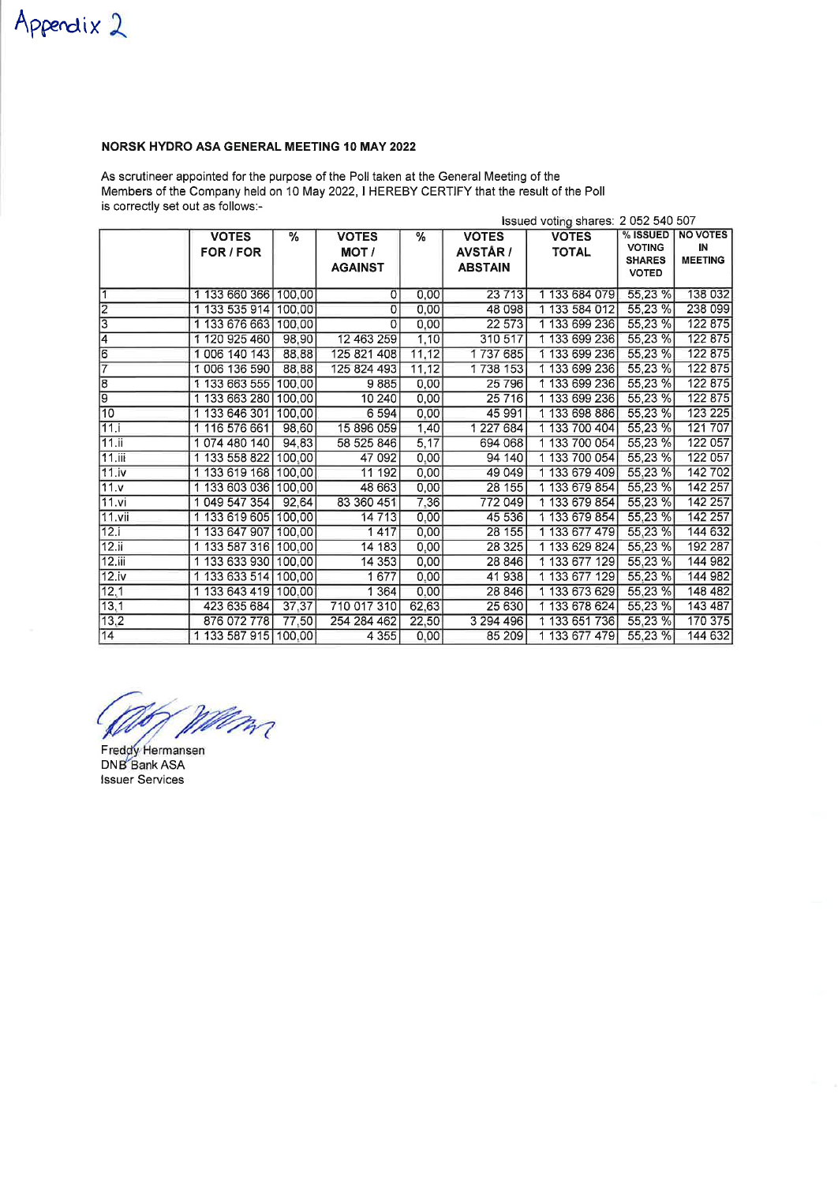Appendix 2

**NORSK HYDRO ASA GENERAL MEETING 10 MAY 2022**

As scrutineer appointed for the purpose of the Poll taken at the General Meeting of the Members of the Company held on 10 May 2022, I HEREBY CERTIFY that the result of the Poll is correctly set out as follows:-

Issued voting shares: 2 052 540 507

| | VOTES FOR / FOR | % | VOTES MOT / AGAINST | % | VOTES AVSTÅR / ABSTAIN | VOTES TOTAL | % ISSUED VOTING SHARES VOTED | NO VOTES IN MEETING |
|---|---|---|---|---|---|---|---|---|
| 1 | 1 133 660 366 | 100,00 | 0 | 0,00 | 23 713 | 1 133 684 079 | 55,23 % | 138 032 |
| 2 | 1 133 535 914 | 100,00 | 0 | 0,00 | 48 098 | 1 133 584 012 | 55,23 % | 238 099 |
| 3 | 1 133 676 663 | 100,00 | 0 | 0,00 | 22 573 | 1 133 699 236 | 55,23 % | 122 875 |
| 4 | 1 120 925 460 | 98,90 | 12 463 259 | 1,10 | 310 517 | 1 133 699 236 | 55,23 % | 122 875 |
| 6 | 1 006 140 143 | 88,88 | 125 821 408 | 11,12 | 1 737 685 | 1 133 699 236 | 55,23 % | 122 875 |
| 7 | 1 006 136 590 | 88,88 | 125 824 493 | 11,12 | 1 738 153 | 1 133 699 236 | 55,23 % | 122 875 |
| 8 | 1 133 663 555 | 100,00 | 9 885 | 0,00 | 25 796 | 1 133 699 236 | 55,23 % | 122 875 |
| 9 | 1 133 663 280 | 100,00 | 10 240 | 0,00 | 25 716 | 1 133 699 236 | 55,23 % | 122 875 |
| 10 | 1 133 646 301 | 100,00 | 6 594 | 0,00 | 45 991 | 1 133 698 886 | 55,23 % | 123 225 |
| 11.i | 1 116 576 661 | 98,60 | 15 896 059 | 1,40 | 1 227 684 | 1 133 700 404 | 55,23 % | 121 707 |
| 11.ii | 1 074 480 140 | 94,83 | 58 525 846 | 5,17 | 694 068 | 1 133 700 054 | 55,23 % | 122 057 |
| 11.iii | 1 133 558 822 | 100,00 | 47 092 | 0,00 | 94 140 | 1 133 700 054 | 55,23 % | 122 057 |
| 11.iv | 1 133 619 168 | 100,00 | 11 192 | 0,00 | 49 049 | 1 133 679 409 | 55,23 % | 142 702 |
| 11.v | 1 133 603 036 | 100,00 | 48 663 | 0,00 | 28 155 | 1 133 679 854 | 55,23 % | 142 257 |
| 11.vi | 1 049 547 354 | 92,64 | 83 360 451 | 7,36 | 772 049 | 1 133 679 854 | 55,23 % | 142 257 |
| 11.vii | 1 133 619 605 | 100,00 | 14 713 | 0,00 | 45 536 | 1 133 679 854 | 55,23 % | 142 257 |
| 12.i | 1 133 647 907 | 100,00 | 1 417 | 0,00 | 28 155 | 1 133 677 479 | 55,23 % | 144 632 |
| 12.ii | 1 133 587 316 | 100,00 | 14 183 | 0,00 | 28 325 | 1 133 629 824 | 55,23 % | 192 287 |
| 12.iii | 1 133 633 930 | 100,00 | 14 353 | 0,00 | 28 846 | 1 133 677 129 | 55,23 % | 144 982 |
| 12.iv | 1 133 633 514 | 100,00 | 1 677 | 0,00 | 41 938 | 1 133 677 129 | 55,23 % | 144 982 |
| 12,1 | 1 133 643 419 | 100,00 | 1 364 | 0,00 | 28 846 | 1 133 673 629 | 55,23 % | 148 482 |
| 13,1 | 423 635 684 | 37,37 | 710 017 310 | 62,63 | 25 630 | 1 133 678 624 | 55,23 % | 143 487 |
| 13,2 | 876 072 778 | 77,50 | 254 284 462 | 22,50 | 3 294 496 | 1 133 651 736 | 55,23 % | 170 375 |
| 14 | 1 133 587 915 | 100,00 | 4 355 | 0,00 | 85 209 | 1 133 677 479 | 55,23 % | 144 632 |

Freddy Hermansen
DNB Bank ASA
Issuer Services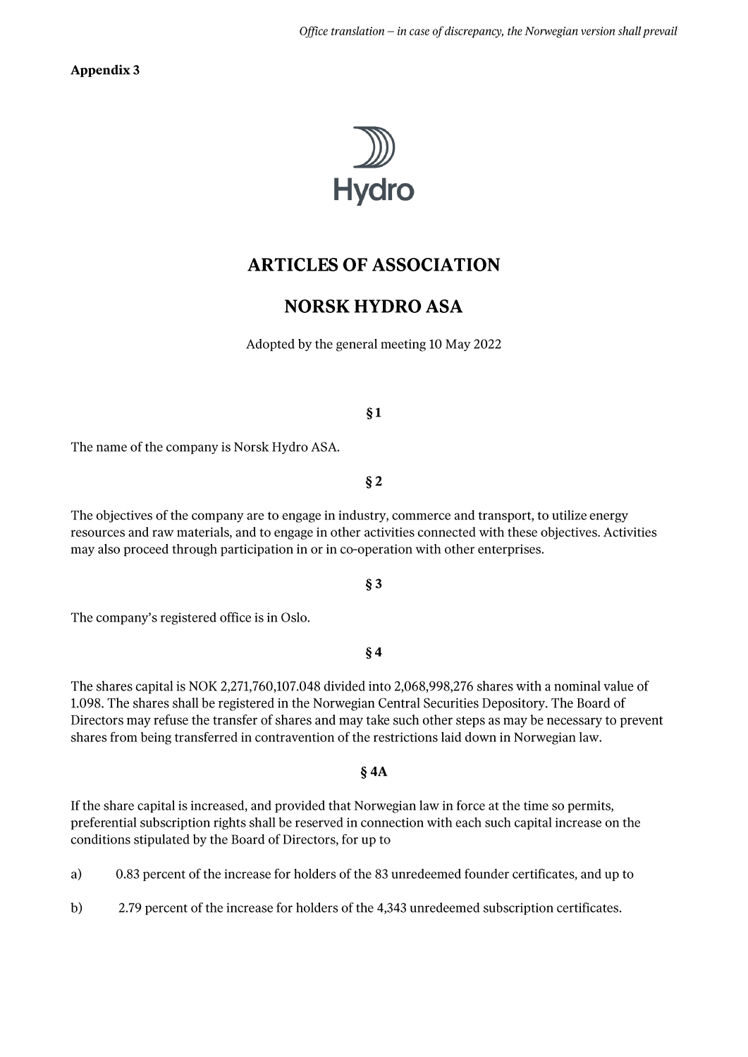*Office translation – in case of discrepancy, the Norwegian version shall prevail*

**Appendix 3**

Hydro

# ARTICLES OF ASSOCIATION

# NORSK HYDRO ASA

Adopted by the general meeting 10 May 2022

### § 1

The name of the company is Norsk Hydro ASA.

### § 2

The objectives of the company are to engage in industry, commerce and transport, to utilize energy resources and raw materials, and to engage in other activities connected with these objectives. Activities may also proceed through participation in or in co-operation with other enterprises.

### § 3

The company's registered office is in Oslo.

### § 4

The shares capital is NOK 2,271,760,107.048 divided into 2,068,998,276 shares with a nominal value of 1.098. The shares shall be registered in the Norwegian Central Securities Depository. The Board of Directors may refuse the transfer of shares and may take such other steps as may be necessary to prevent shares from being transferred in contravention of the restrictions laid down in Norwegian law.

### § 4A

If the share capital is increased, and provided that Norwegian law in force at the time so permits, preferential subscription rights shall be reserved in connection with each such capital increase on the conditions stipulated by the Board of Directors, for up to

a) 0.83 percent of the increase for holders of the 83 unredeemed founder certificates, and up to

b) 2.79 percent of the increase for holders of the 4,343 unredeemed subscription certificates.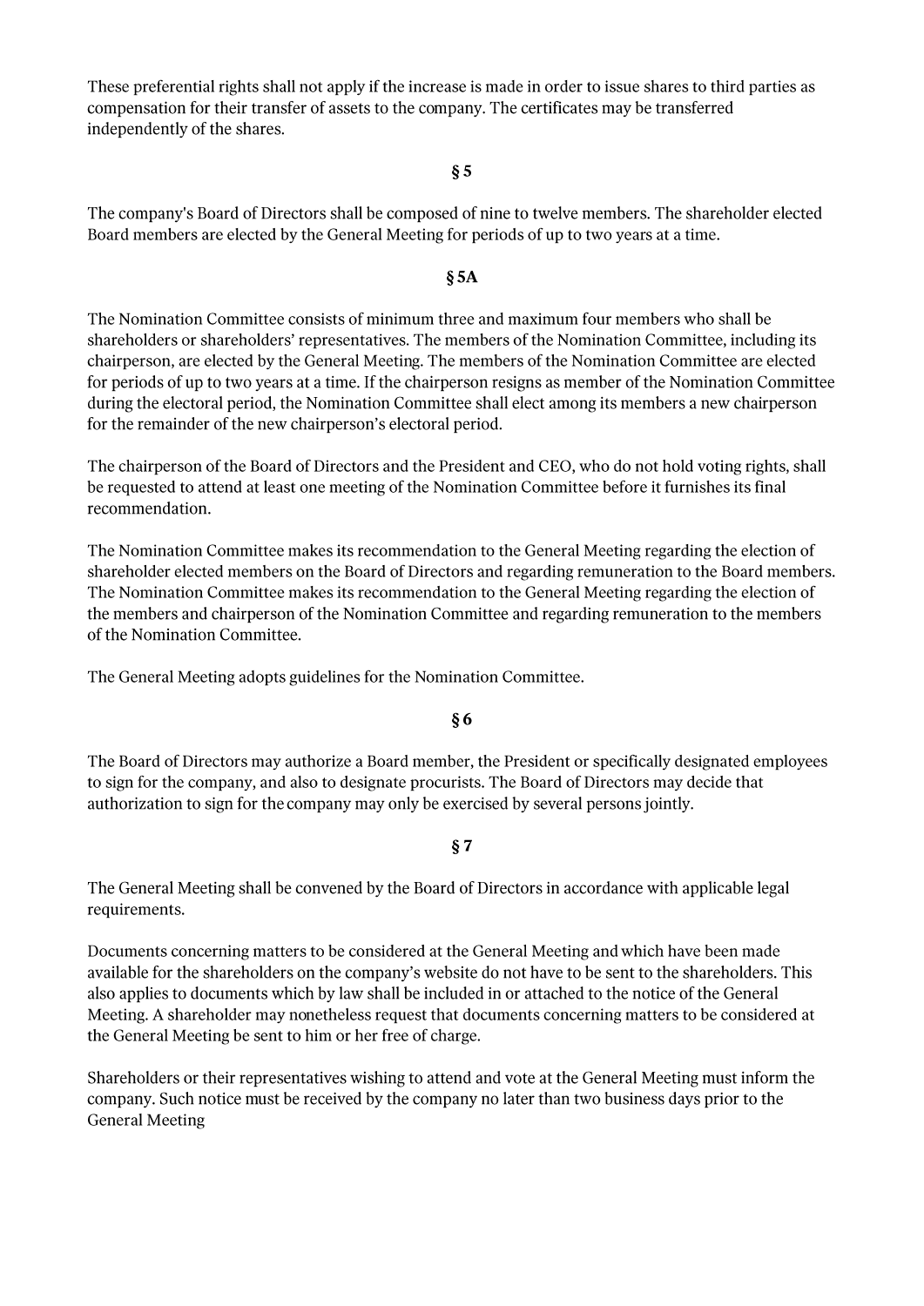These preferential rights shall not apply if the increase is made in order to issue shares to third parties as compensation for their transfer of assets to the company. The certificates may be transferred independently of the shares.

## § 5

The company's Board of Directors shall be composed of nine to twelve members. The shareholder elected Board members are elected by the General Meeting for periods of up to two years at a time.

## § 5A

The Nomination Committee consists of minimum three and maximum four members who shall be shareholders or shareholders' representatives. The members of the Nomination Committee, including its chairperson, are elected by the General Meeting. The members of the Nomination Committee are elected for periods of up to two years at a time. If the chairperson resigns as member of the Nomination Committee during the electoral period, the Nomination Committee shall elect among its members a new chairperson for the remainder of the new chairperson's electoral period.

The chairperson of the Board of Directors and the President and CEO, who do not hold voting rights, shall be requested to attend at least one meeting of the Nomination Committee before it furnishes its final recommendation.

The Nomination Committee makes its recommendation to the General Meeting regarding the election of shareholder elected members on the Board of Directors and regarding remuneration to the Board members. The Nomination Committee makes its recommendation to the General Meeting regarding the election of the members and chairperson of the Nomination Committee and regarding remuneration to the members of the Nomination Committee.

The General Meeting adopts guidelines for the Nomination Committee.

## § 6

The Board of Directors may authorize a Board member, the President or specifically designated employees to sign for the company, and also to designate procurists. The Board of Directors may decide that authorization to sign for the company may only be exercised by several persons jointly.

## § 7

The General Meeting shall be convened by the Board of Directors in accordance with applicable legal requirements.

Documents concerning matters to be considered at the General Meeting and which have been made available for the shareholders on the company's website do not have to be sent to the shareholders. This also applies to documents which by law shall be included in or attached to the notice of the General Meeting. A shareholder may nonetheless request that documents concerning matters to be considered at the General Meeting be sent to him or her free of charge.

Shareholders or their representatives wishing to attend and vote at the General Meeting must inform the company. Such notice must be received by the company no later than two business days prior to the General Meeting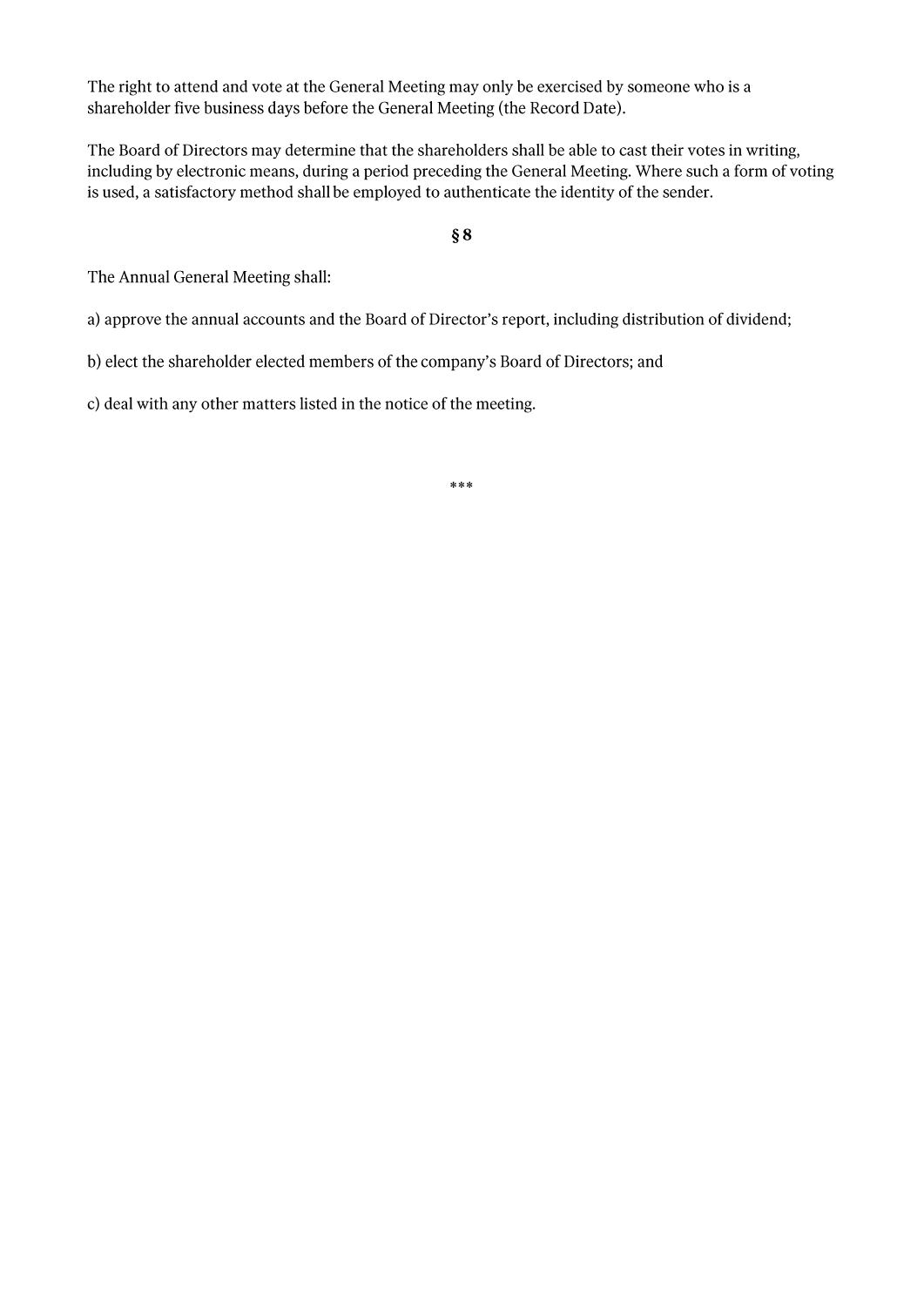The right to attend and vote at the General Meeting may only be exercised by someone who is a shareholder five business days before the General Meeting (the Record Date).

The Board of Directors may determine that the shareholders shall be able to cast their votes in writing, including by electronic means, during a period preceding the General Meeting. Where such a form of voting is used, a satisfactory method shall be employed to authenticate the identity of the sender.

**§ 8**

The Annual General Meeting shall:

a) approve the annual accounts and the Board of Director's report, including distribution of dividend;

b) elect the shareholder elected members of the company's Board of Directors; and

c) deal with any other matters listed in the notice of the meeting.

***